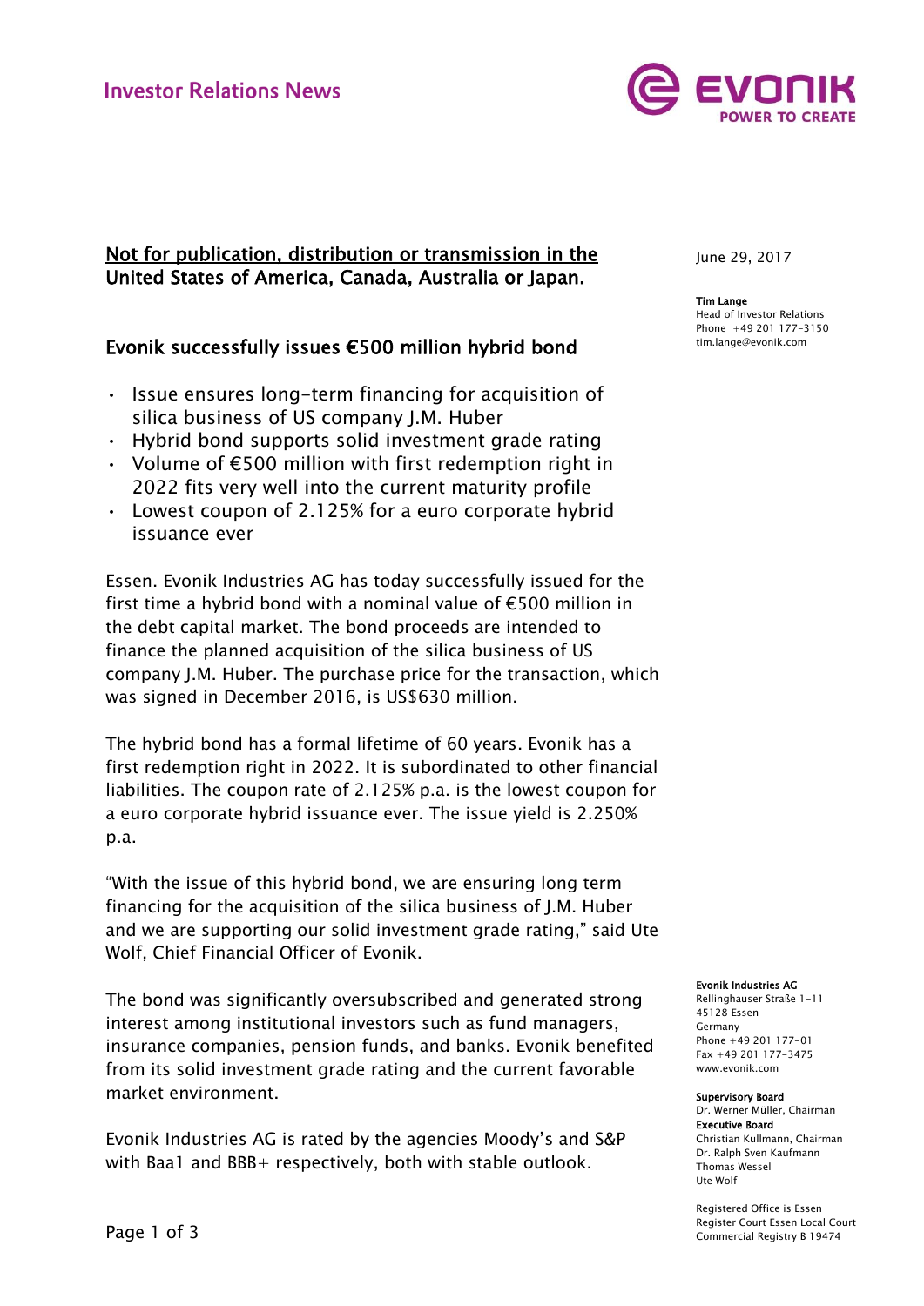Investor Relations News

**Not for publication, distribution or transmission in the United States of America, Canada, Australia or Japan.**

June 29, 2017

**Tim Lange**
Head of Investor Relations
Phone +49 201 177-3150
tim.lange@evonik.com

# Evonik successfully issues €500 million hybrid bond

- Issue ensures long-term financing for acquisition of silica business of US company J.M. Huber
- Hybrid bond supports solid investment grade rating
- Volume of €500 million with first redemption right in 2022 fits very well into the current maturity profile
- Lowest coupon of 2.125% for a euro corporate hybrid issuance ever

Essen. Evonik Industries AG has today successfully issued for the first time a hybrid bond with a nominal value of €500 million in the debt capital market. The bond proceeds are intended to finance the planned acquisition of the silica business of US company J.M. Huber. The purchase price for the transaction, which was signed in December 2016, is US$630 million.

The hybrid bond has a formal lifetime of 60 years. Evonik has a first redemption right in 2022. It is subordinated to other financial liabilities. The coupon rate of 2.125% p.a. is the lowest coupon for a euro corporate hybrid issuance ever. The issue yield is 2.250% p.a.

"With the issue of this hybrid bond, we are ensuring long term financing for the acquisition of the silica business of J.M. Huber and we are supporting our solid investment grade rating," said Ute Wolf, Chief Financial Officer of Evonik.

The bond was significantly oversubscribed and generated strong interest among institutional investors such as fund managers, insurance companies, pension funds, and banks. Evonik benefited from its solid investment grade rating and the current favorable market environment.

Evonik Industries AG is rated by the agencies Moody's and S&P with Baa1 and BBB+ respectively, both with stable outlook.

**Evonik Industries AG**
Rellinghauser Straße 1-11
45128 Essen
Germany
Phone +49 201 177-01
Fax +49 201 177-3475
www.evonik.com

**Supervisory Board**
Dr. Werner Müller, Chairman

**Executive Board**
Christian Kullmann, Chairman
Dr. Ralph Sven Kaufmann
Thomas Wessel
Ute Wolf

Registered Office is Essen
Register Court Essen Local Court
Commercial Registry B 19474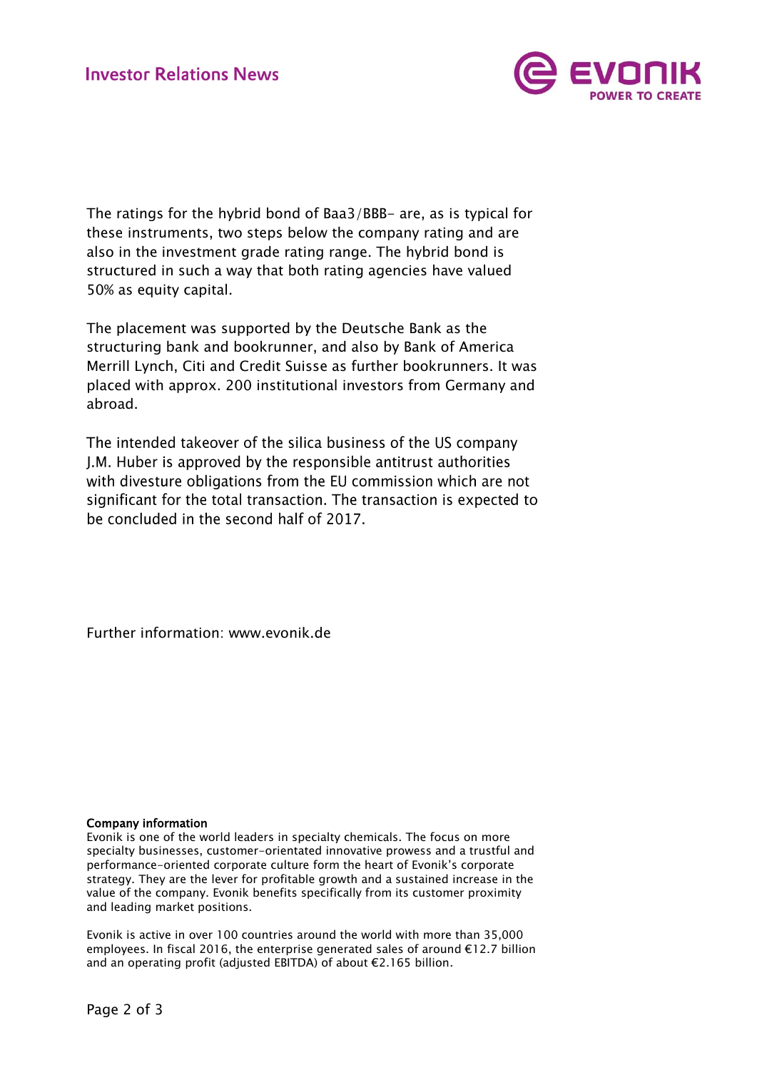The ratings for the hybrid bond of Baa3/BBB- are, as is typical for these instruments, two steps below the company rating and are also in the investment grade rating range. The hybrid bond is structured in such a way that both rating agencies have valued 50% as equity capital.

The placement was supported by the Deutsche Bank as the structuring bank and bookrunner, and also by Bank of America Merrill Lynch, Citi and Credit Suisse as further bookrunners. It was placed with approx. 200 institutional investors from Germany and abroad.

The intended takeover of the silica business of the US company J.M. Huber is approved by the responsible antitrust authorities with divesture obligations from the EU commission which are not significant for the total transaction. The transaction is expected to be concluded in the second half of 2017.

Further information: www.evonik.de

**Company information**

Evonik is one of the world leaders in specialty chemicals. The focus on more specialty businesses, customer-orientated innovative prowess and a trustful and performance-oriented corporate culture form the heart of Evonik's corporate strategy. They are the lever for profitable growth and a sustained increase in the value of the company. Evonik benefits specifically from its customer proximity and leading market positions.

Evonik is active in over 100 countries around the world with more than 35,000 employees. In fiscal 2016, the enterprise generated sales of around €12.7 billion and an operating profit (adjusted EBITDA) of about €2.165 billion.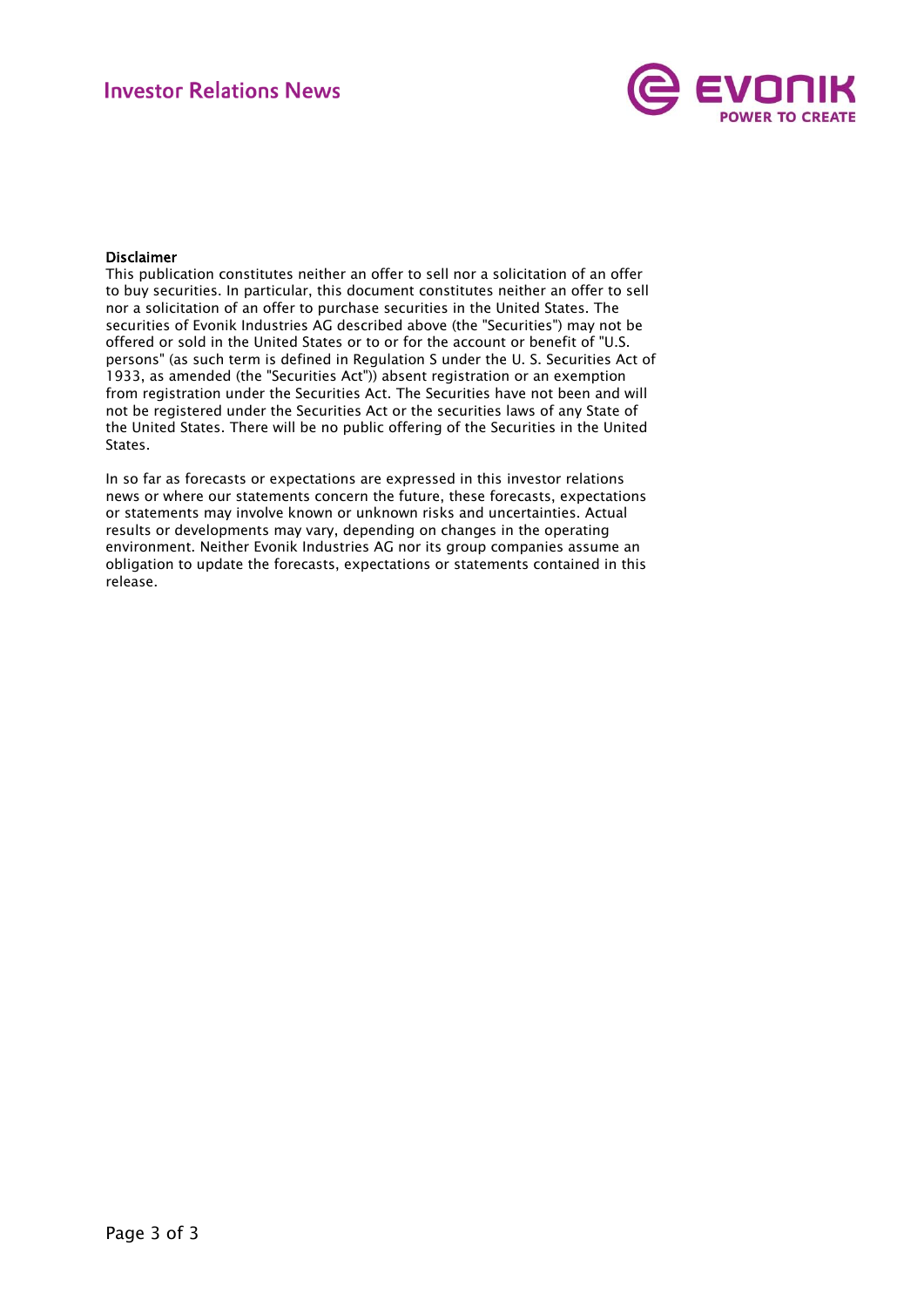**Disclaimer**

This publication constitutes neither an offer to sell nor a solicitation of an offer to buy securities. In particular, this document constitutes neither an offer to sell nor a solicitation of an offer to purchase securities in the United States. The securities of Evonik Industries AG described above (the "Securities") may not be offered or sold in the United States or to or for the account or benefit of "U.S. persons" (as such term is defined in Regulation S under the U. S. Securities Act of 1933, as amended (the "Securities Act")) absent registration or an exemption from registration under the Securities Act. The Securities have not been and will not be registered under the Securities Act or the securities laws of any State of the United States. There will be no public offering of the Securities in the United States.

In so far as forecasts or expectations are expressed in this investor relations news or where our statements concern the future, these forecasts, expectations or statements may involve known or unknown risks and uncertainties. Actual results or developments may vary, depending on changes in the operating environment. Neither Evonik Industries AG nor its group companies assume an obligation to update the forecasts, expectations or statements contained in this release.